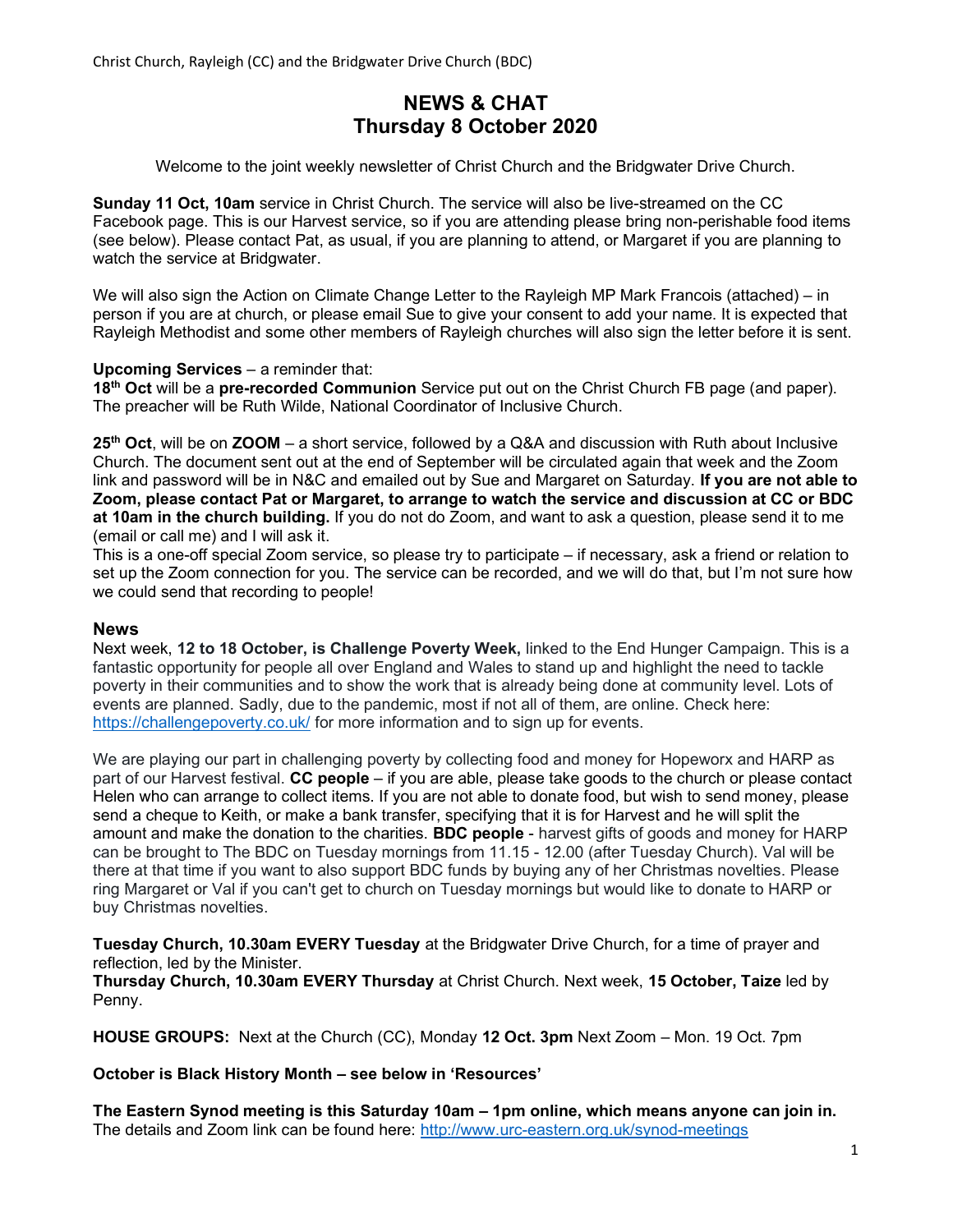# NEWS & CHAT
## Thursday 8 October 2020

Welcome to the joint weekly newsletter of Christ Church and the Bridgwater Drive Church.

**Sunday 11 Oct, 10am** service in Christ Church. The service will also be live-streamed on the CC Facebook page. This is our Harvest service, so if you are attending please bring non-perishable food items (see below). Please contact Pat, as usual, if you are planning to attend, or Margaret if you are planning to watch the service at Bridgwater.

We will also sign the Action on Climate Change Letter to the Rayleigh MP Mark Francois (attached) – in person if you are at church, or please email Sue to give your consent to add your name. It is expected that Rayleigh Methodist and some other members of Rayleigh churches will also sign the letter before it is sent.

**Upcoming Services** – a reminder that:
**18th Oct** will be a **pre-recorded Communion** Service put out on the Christ Church FB page (and paper). The preacher will be Ruth Wilde, National Coordinator of Inclusive Church.

**25th Oct**, will be on **ZOOM** – a short service, followed by a Q&A and discussion with Ruth about Inclusive Church. The document sent out at the end of September will be circulated again that week and the Zoom link and password will be in N&C and emailed out by Sue and Margaret on Saturday. **If you are not able to Zoom, please contact Pat or Margaret, to arrange to watch the service and discussion at CC or BDC at 10am in the church building.** If you do not do Zoom, and want to ask a question, please send it to me (email or call me) and I will ask it.
This is a one-off special Zoom service, so please try to participate – if necessary, ask a friend or relation to set up the Zoom connection for you. The service can be recorded, and we will do that, but I'm not sure how we could send that recording to people!

## News

Next week, **12 to 18 October, is Challenge Poverty Week,** linked to the End Hunger Campaign. This is a fantastic opportunity for people all over England and Wales to stand up and highlight the need to tackle poverty in their communities and to show the work that is already being done at community level. Lots of events are planned. Sadly, due to the pandemic, most if not all of them, are online. Check here: https://challengepoverty.co.uk/ for more information and to sign up for events.

We are playing our part in challenging poverty by collecting food and money for Hopeworx and HARP as part of our Harvest festival. **CC people** – if you are able, please take goods to the church or please contact Helen who can arrange to collect items. If you are not able to donate food, but wish to send money, please send a cheque to Keith, or make a bank transfer, specifying that it is for Harvest and he will split the amount and make the donation to the charities. **BDC people** - harvest gifts of goods and money for HARP can be brought to The BDC on Tuesday mornings from 11.15 - 12.00 (after Tuesday Church). Val will be there at that time if you want to also support BDC funds by buying any of her Christmas novelties. Please ring Margaret or Val if you can't get to church on Tuesday mornings but would like to donate to HARP or buy Christmas novelties.

**Tuesday Church, 10.30am EVERY Tuesday** at the Bridgwater Drive Church, for a time of prayer and reflection, led by the Minister.
**Thursday Church, 10.30am EVERY Thursday** at Christ Church. Next week, **15 October, Taize** led by Penny.

**HOUSE GROUPS:** Next at the Church (CC), Monday **12 Oct. 3pm** Next Zoom – Mon. 19 Oct. 7pm

**October is Black History Month – see below in 'Resources'**

**The Eastern Synod meeting is this Saturday 10am – 1pm online, which means anyone can join in.**
The details and Zoom link can be found here: http://www.urc-eastern.org.uk/synod-meetings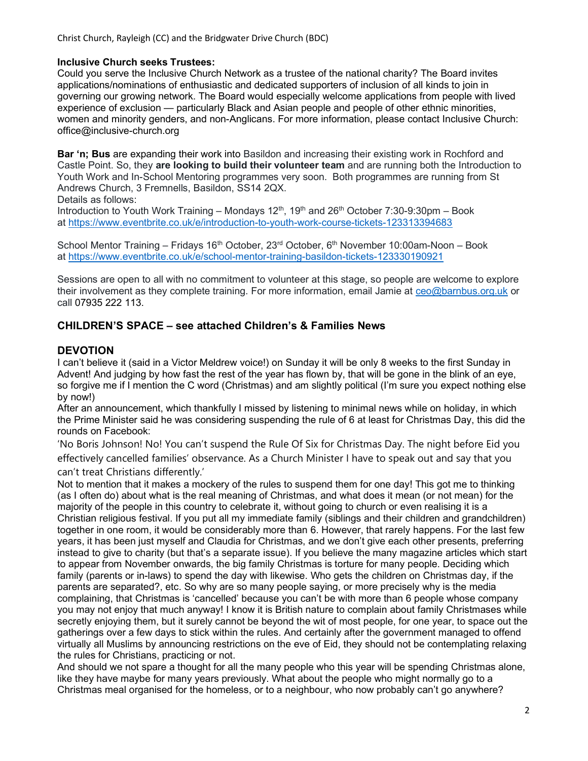**Inclusive Church seeks Trustees:**
Could you serve the Inclusive Church Network as a trustee of the national charity? The Board invites applications/nominations of enthusiastic and dedicated supporters of inclusion of all kinds to join in governing our growing network. The Board would especially welcome applications from people with lived experience of exclusion — particularly Black and Asian people and people of other ethnic minorities, women and minority genders, and non-Anglicans. For more information, please contact Inclusive Church: office@inclusive-church.org

**Bar 'n; Bus** are expanding their work into Basildon and increasing their existing work in Rochford and Castle Point. So, they **are looking to build their volunteer team** and are running both the Introduction to Youth Work and In-School Mentoring programmes very soon. Both programmes are running from St Andrews Church, 3 Fremnells, Basildon, SS14 2QX.
Details as follows:
Introduction to Youth Work Training – Mondays 12th, 19th and 26th October 7:30-9:30pm – Book at https://www.eventbrite.co.uk/e/introduction-to-youth-work-course-tickets-123313394683

School Mentor Training – Fridays 16th October, 23rd October, 6th November 10:00am-Noon – Book at https://www.eventbrite.co.uk/e/school-mentor-training-basildon-tickets-123330190921

Sessions are open to all with no commitment to volunteer at this stage, so people are welcome to explore their involvement as they complete training. For more information, email Jamie at ceo@barnbus.org.uk or call 07935 222 113.

## CHILDREN'S SPACE – see attached Children's & Families News

## DEVOTION

I can't believe it (said in a Victor Meldrew voice!) on Sunday it will be only 8 weeks to the first Sunday in Advent! And judging by how fast the rest of the year has flown by, that will be gone in the blink of an eye, so forgive me if I mention the C word (Christmas) and am slightly political (I'm sure you expect nothing else by now!)
After an announcement, which thankfully I missed by listening to minimal news while on holiday, in which the Prime Minister said he was considering suspending the rule of 6 at least for Christmas Day, this did the rounds on Facebook:
'No Boris Johnson! No! You can't suspend the Rule Of Six for Christmas Day. The night before Eid you effectively cancelled families' observance. As a Church Minister I have to speak out and say that you can't treat Christians differently.'
Not to mention that it makes a mockery of the rules to suspend them for one day! This got me to thinking (as I often do) about what is the real meaning of Christmas, and what does it mean (or not mean) for the majority of the people in this country to celebrate it, without going to church or even realising it is a Christian religious festival. If you put all my immediate family (siblings and their children and grandchildren) together in one room, it would be considerably more than 6. However, that rarely happens. For the last few years, it has been just myself and Claudia for Christmas, and we don't give each other presents, preferring instead to give to charity (but that's a separate issue). If you believe the many magazine articles which start to appear from November onwards, the big family Christmas is torture for many people. Deciding which family (parents or in-laws) to spend the day with likewise. Who gets the children on Christmas day, if the parents are separated?, etc. So why are so many people saying, or more precisely why is the media complaining, that Christmas is 'cancelled' because you can't be with more than 6 people whose company you may not enjoy that much anyway! I know it is British nature to complain about family Christmases while secretly enjoying them, but it surely cannot be beyond the wit of most people, for one year, to space out the gatherings over a few days to stick within the rules. And certainly after the government managed to offend virtually all Muslims by announcing restrictions on the eve of Eid, they should not be contemplating relaxing the rules for Christians, practicing or not.
And should we not spare a thought for all the many people who this year will be spending Christmas alone, like they have maybe for many years previously. What about the people who might normally go to a Christmas meal organised for the homeless, or to a neighbour, who now probably can't go anywhere?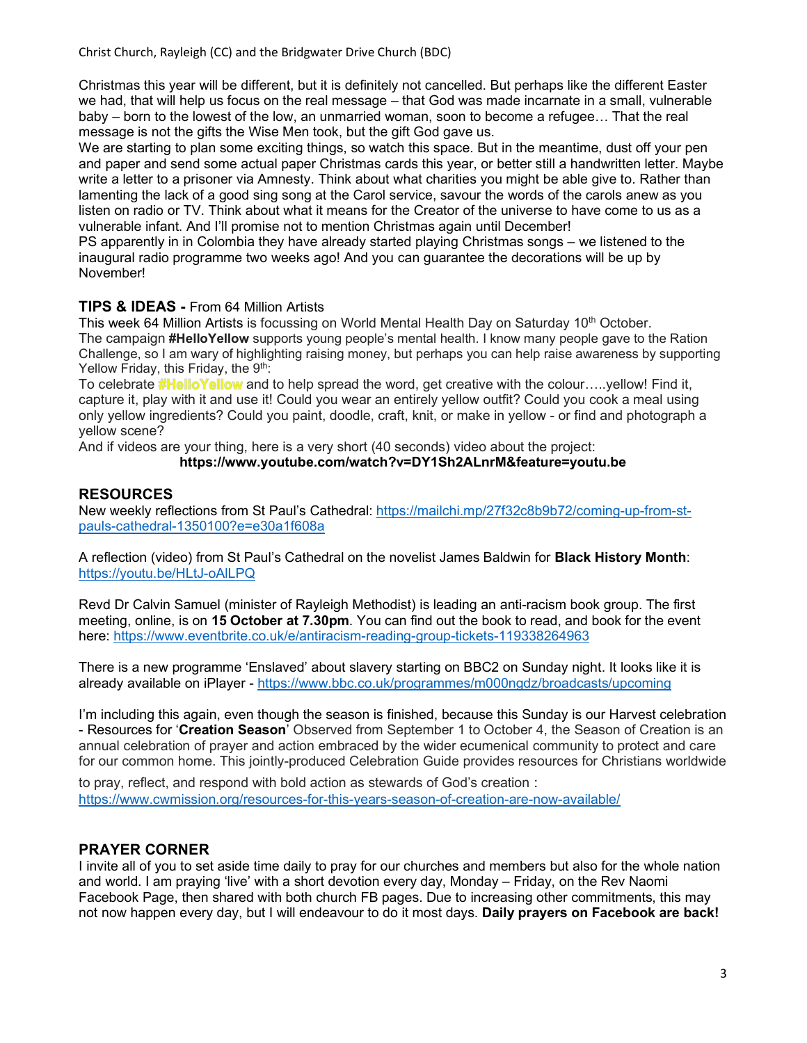Christmas this year will be different, but it is definitely not cancelled. But perhaps like the different Easter we had, that will help us focus on the real message – that God was made incarnate in a small, vulnerable baby – born to the lowest of the low, an unmarried woman, soon to become a refugee… That the real message is not the gifts the Wise Men took, but the gift God gave us.

We are starting to plan some exciting things, so watch this space. But in the meantime, dust off your pen and paper and send some actual paper Christmas cards this year, or better still a handwritten letter. Maybe write a letter to a prisoner via Amnesty. Think about what charities you might be able give to. Rather than lamenting the lack of a good sing song at the Carol service, savour the words of the carols anew as you listen on radio or TV. Think about what it means for the Creator of the universe to have come to us as a vulnerable infant. And I'll promise not to mention Christmas again until December!

PS apparently in in Colombia they have already started playing Christmas songs – we listened to the inaugural radio programme two weeks ago! And you can guarantee the decorations will be up by November!

## TIPS & IDEAS - From 64 Million Artists

This week 64 Million Artists is focussing on World Mental Health Day on Saturday 10th October.

The campaign **#HelloYellow** supports young people's mental health. I know many people gave to the Ration Challenge, so I am wary of highlighting raising money, but perhaps you can help raise awareness by supporting Yellow Friday, this Friday, the 9th:

To celebrate **#HelloYellow** and to help spread the word, get creative with the colour…..yellow! Find it, capture it, play with it and use it! Could you wear an entirely yellow outfit? Could you cook a meal using only yellow ingredients? Could you paint, doodle, craft, knit, or make in yellow - or find and photograph a yellow scene?

And if videos are your thing, here is a very short (40 seconds) video about the project:

**https://www.youtube.com/watch?v=DY1Sh2ALnrM&feature=youtu.be**

## RESOURCES

New weekly reflections from St Paul's Cathedral: https://mailchi.mp/27f32c8b9b72/coming-up-from-st-pauls-cathedral-1350100?e=e30a1f608a

A reflection (video) from St Paul's Cathedral on the novelist James Baldwin for **Black History Month**: https://youtu.be/HLtJ-oAlLPQ

Revd Dr Calvin Samuel (minister of Rayleigh Methodist) is leading an anti-racism book group. The first meeting, online, is on **15 October at 7.30pm**. You can find out the book to read, and book for the event here: https://www.eventbrite.co.uk/e/antiracism-reading-group-tickets-119338264963

There is a new programme 'Enslaved' about slavery starting on BBC2 on Sunday night. It looks like it is already available on iPlayer - https://www.bbc.co.uk/programmes/m000ngdz/broadcasts/upcoming

I'm including this again, even though the season is finished, because this Sunday is our Harvest celebration - Resources for '**Creation Season**' Observed from September 1 to October 4, the Season of Creation is an annual celebration of prayer and action embraced by the wider ecumenical community to protect and care for our common home. This jointly-produced Celebration Guide provides resources for Christians worldwide to pray, reflect, and respond with bold action as stewards of God's creation : https://www.cwmission.org/resources-for-this-years-season-of-creation-are-now-available/

## PRAYER CORNER

I invite all of you to set aside time daily to pray for our churches and members but also for the whole nation and world. I am praying 'live' with a short devotion every day, Monday – Friday, on the Rev Naomi Facebook Page, then shared with both church FB pages. Due to increasing other commitments, this may not now happen every day, but I will endeavour to do it most days. **Daily prayers on Facebook are back!**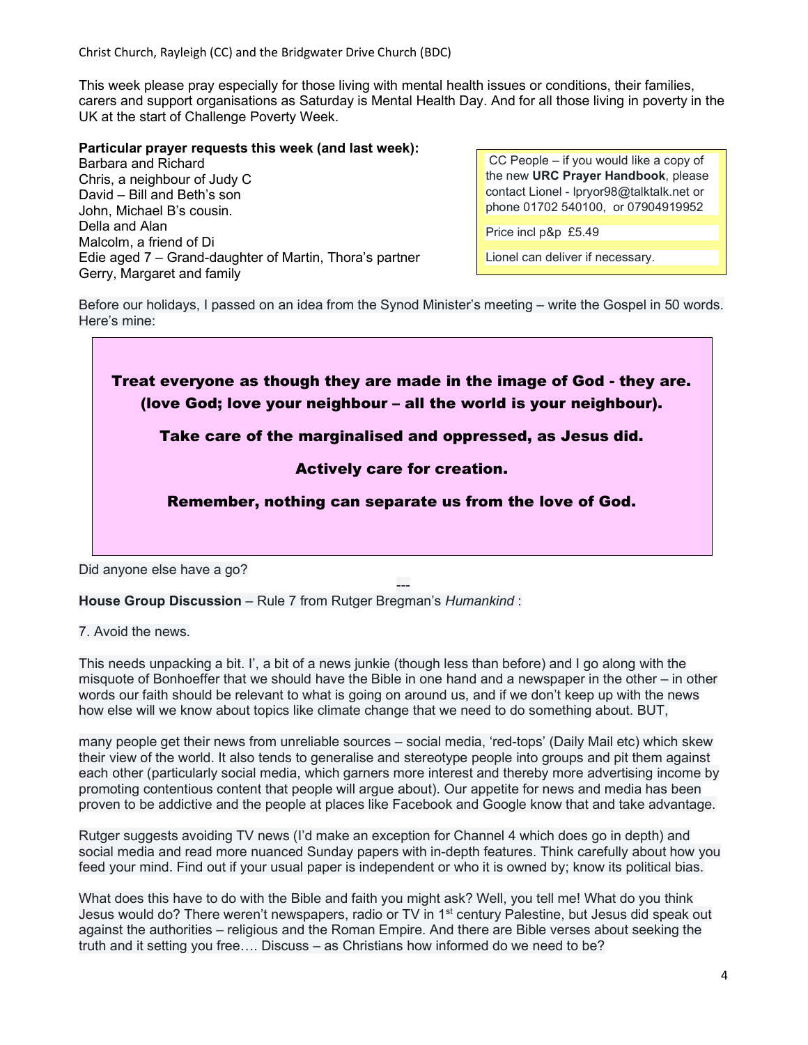Christ Church, Rayleigh (CC) and the Bridgwater Drive Church (BDC)

This week please pray especially for those living with mental health issues or conditions, their families, carers and support organisations as Saturday is Mental Health Day. And for all those living in poverty in the UK at the start of Challenge Poverty Week.

**Particular prayer requests this week (and last week):**

Barbara and Richard
Chris, a neighbour of Judy C
David – Bill and Beth's son
John, Michael B's cousin.
Della and Alan
Malcolm, a friend of Di
Edie aged 7 – Grand-daughter of Martin, Thora's partner
Gerry, Margaret and family

CC People – if you would like a copy of the new **URC Prayer Handbook**, please contact Lionel - lpryor98@talktalk.net or phone 01702 540100, or 07904919952

Price incl p&p £5.49

Lionel can deliver if necessary.

Before our holidays, I passed on an idea from the Synod Minister's meeting – write the Gospel in 50 words. Here's mine:

**Treat everyone as though they are made in the image of God - they are.**
**(love God; love your neighbour – all the world is your neighbour).**

**Take care of the marginalised and oppressed, as Jesus did.**

**Actively care for creation.**

**Remember, nothing can separate us from the love of God.**

Did anyone else have a go?

---

**House Group Discussion** – Rule 7 from Rutger Bregman's *Humankind* :

7. Avoid the news.

This needs unpacking a bit. I', a bit of a news junkie (though less than before) and I go along with the misquote of Bonhoeffer that we should have the Bible in one hand and a newspaper in the other – in other words our faith should be relevant to what is going on around us, and if we don't keep up with the news how else will we know about topics like climate change that we need to do something about. BUT,

many people get their news from unreliable sources – social media, 'red-tops' (Daily Mail etc) which skew their view of the world. It also tends to generalise and stereotype people into groups and pit them against each other (particularly social media, which garners more interest and thereby more advertising income by promoting contentious content that people will argue about). Our appetite for news and media has been proven to be addictive and the people at places like Facebook and Google know that and take advantage.

Rutger suggests avoiding TV news (I'd make an exception for Channel 4 which does go in depth) and social media and read more nuanced Sunday papers with in-depth features. Think carefully about how you feed your mind. Find out if your usual paper is independent or who it is owned by; know its political bias.

What does this have to do with the Bible and faith you might ask? Well, you tell me! What do you think Jesus would do? There weren't newspapers, radio or TV in 1st century Palestine, but Jesus did speak out against the authorities – religious and the Roman Empire. And there are Bible verses about seeking the truth and it setting you free…. Discuss – as Christians how informed do we need to be?